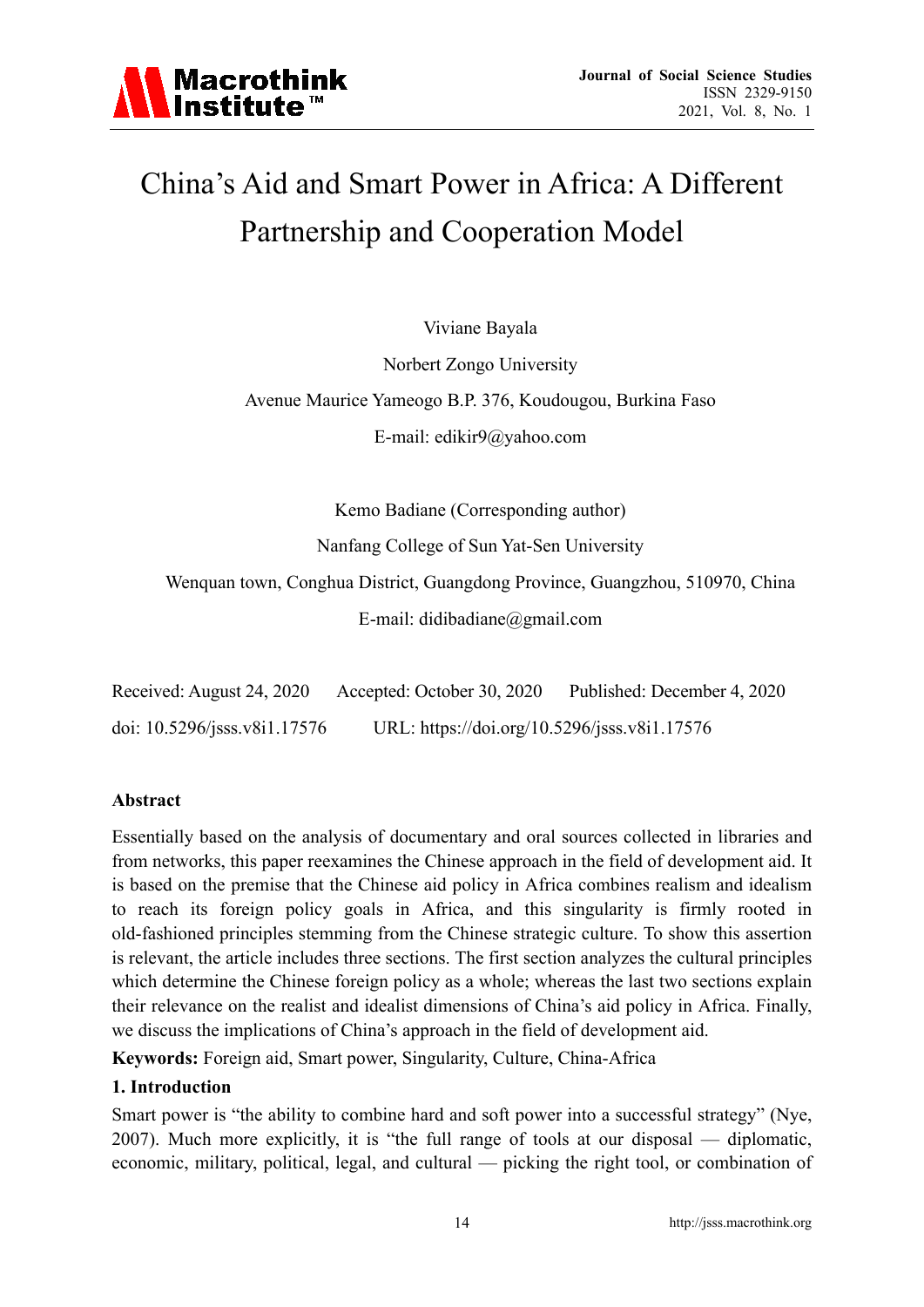# China's Aid and Smart Power in Africa: A Different Partnership and Cooperation Model

Viviane Bayala

Norbert Zongo University

Avenue Maurice Yameogo B.P. 376, Koudougou, Burkina Faso

E-mail: edikir9@yahoo.com

Kemo Badiane (Corresponding author)

Nanfang College of Sun Yat-Sen University

Wenquan town, Conghua District, Guangdong Province, Guangzhou, 510970, China

E-mail: didibadiane@gmail.com

Received: August 24, 2020 Accepted: October 30, 2020 Published: December 4, 2020

doi: 10.5296/jsss.v8i1.17576 URL: https://doi.org/10.5296/jsss.v8i1.17576

## Abstract

Essentially based on the analysis of documentary and oral sources collected in libraries and from networks, this paper reexamines the Chinese approach in the field of development aid. It is based on the premise that the Chinese aid policy in Africa combines realism and idealism to reach its foreign policy goals in Africa, and this singularity is firmly rooted in old-fashioned principles stemming from the Chinese strategic culture. To show this assertion is relevant, the article includes three sections. The first section analyzes the cultural principles which determine the Chinese foreign policy as a whole; whereas the last two sections explain their relevance on the realist and idealist dimensions of China's aid policy in Africa. Finally, we discuss the implications of China's approach in the field of development aid.

**Keywords:** Foreign aid, Smart power, Singularity, Culture, China-Africa

## 1. Introduction

Smart power is "the ability to combine hard and soft power into a successful strategy" (Nye, 2007). Much more explicitly, it is "the full range of tools at our disposal — diplomatic, economic, military, political, legal, and cultural — picking the right tool, or combination of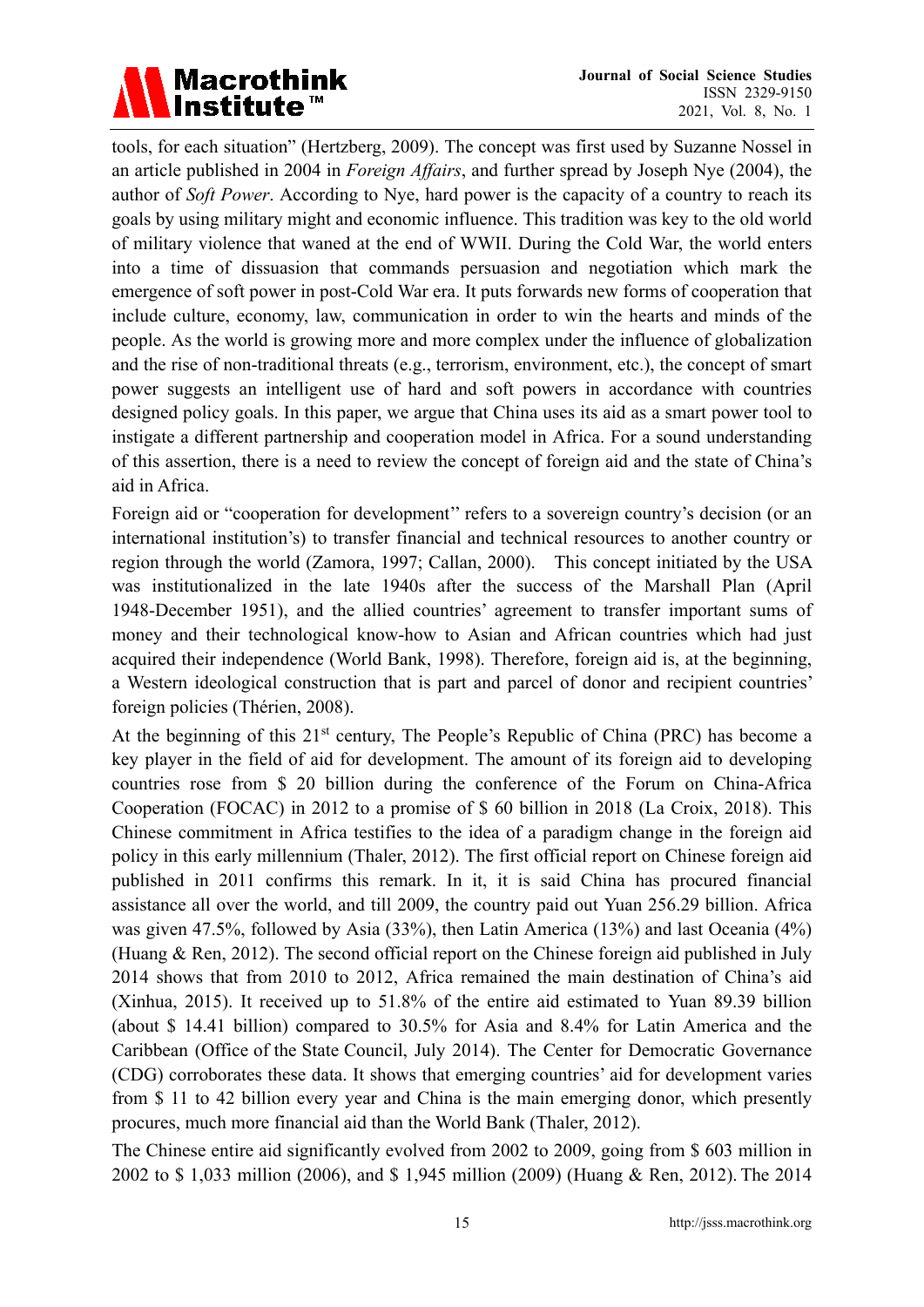tools, for each situation" (Hertzberg, 2009). The concept was first used by Suzanne Nossel in an article published in 2004 in *Foreign Affairs*, and further spread by Joseph Nye (2004), the author of *Soft Power*. According to Nye, hard power is the capacity of a country to reach its goals by using military might and economic influence. This tradition was key to the old world of military violence that waned at the end of WWII. During the Cold War, the world enters into a time of dissuasion that commands persuasion and negotiation which mark the emergence of soft power in post-Cold War era. It puts forwards new forms of cooperation that include culture, economy, law, communication in order to win the hearts and minds of the people. As the world is growing more and more complex under the influence of globalization and the rise of non-traditional threats (e.g., terrorism, environment, etc.), the concept of smart power suggests an intelligent use of hard and soft powers in accordance with countries designed policy goals. In this paper, we argue that China uses its aid as a smart power tool to instigate a different partnership and cooperation model in Africa. For a sound understanding of this assertion, there is a need to review the concept of foreign aid and the state of China's aid in Africa.

Foreign aid or "cooperation for development'' refers to a sovereign country's decision (or an international institution's) to transfer financial and technical resources to another country or region through the world (Zamora, 1997; Callan, 2000). This concept initiated by the USA was institutionalized in the late 1940s after the success of the Marshall Plan (April 1948-December 1951), and the allied countries' agreement to transfer important sums of money and their technological know-how to Asian and African countries which had just acquired their independence (World Bank, 1998). Therefore, foreign aid is, at the beginning, a Western ideological construction that is part and parcel of donor and recipient countries' foreign policies (Thérien, 2008).

At the beginning of this 21st century, The People's Republic of China (PRC) has become a key player in the field of aid for development. The amount of its foreign aid to developing countries rose from $ 20 billion during the conference of the Forum on China-Africa Cooperation (FOCAC) in 2012 to a promise of $ 60 billion in 2018 (La Croix, 2018). This Chinese commitment in Africa testifies to the idea of a paradigm change in the foreign aid policy in this early millennium (Thaler, 2012). The first official report on Chinese foreign aid published in 2011 confirms this remark. In it, it is said China has procured financial assistance all over the world, and till 2009, the country paid out Yuan 256.29 billion. Africa was given 47.5%, followed by Asia (33%), then Latin America (13%) and last Oceania (4%) (Huang & Ren, 2012). The second official report on the Chinese foreign aid published in July 2014 shows that from 2010 to 2012, Africa remained the main destination of China's aid (Xinhua, 2015). It received up to 51.8% of the entire aid estimated to Yuan 89.39 billion (about $ 14.41 billion) compared to 30.5% for Asia and 8.4% for Latin America and the Caribbean (Office of the State Council, July 2014). The Center for Democratic Governance (CDG) corroborates these data. It shows that emerging countries' aid for development varies from $ 11 to 42 billion every year and China is the main emerging donor, which presently procures, much more financial aid than the World Bank (Thaler, 2012).

The Chinese entire aid significantly evolved from 2002 to 2009, going from $ 603 million in 2002 to $ 1,033 million (2006), and $ 1,945 million (2009) (Huang & Ren, 2012). The 2014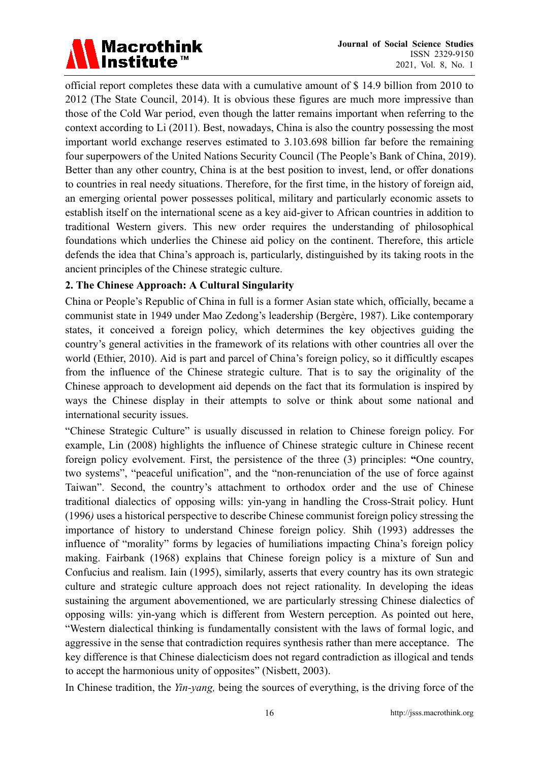official report completes these data with a cumulative amount of $ 14.9 billion from 2010 to 2012 (The State Council, 2014). It is obvious these figures are much more impressive than those of the Cold War period, even though the latter remains important when referring to the context according to Li (2011). Best, nowadays, China is also the country possessing the most important world exchange reserves estimated to 3.103.698 billion far before the remaining four superpowers of the United Nations Security Council (The People's Bank of China, 2019). Better than any other country, China is at the best position to invest, lend, or offer donations to countries in real needy situations. Therefore, for the first time, in the history of foreign aid, an emerging oriental power possesses political, military and particularly economic assets to establish itself on the international scene as a key aid-giver to African countries in addition to traditional Western givers. This new order requires the understanding of philosophical foundations which underlies the Chinese aid policy on the continent. Therefore, this article defends the idea that China's approach is, particularly, distinguished by its taking roots in the ancient principles of the Chinese strategic culture.

## 2. The Chinese Approach: A Cultural Singularity

China or People's Republic of China in full is a former Asian state which, officially, became a communist state in 1949 under Mao Zedong's leadership (Bergère, 1987). Like contemporary states, it conceived a foreign policy, which determines the key objectives guiding the country's general activities in the framework of its relations with other countries all over the world (Ethier, 2010). Aid is part and parcel of China's foreign policy, so it difficultly escapes from the influence of the Chinese strategic culture. That is to say the originality of the Chinese approach to development aid depends on the fact that its formulation is inspired by ways the Chinese display in their attempts to solve or think about some national and international security issues.

"Chinese Strategic Culture" is usually discussed in relation to Chinese foreign policy. For example, Lin (2008) highlights the influence of Chinese strategic culture in Chinese recent foreign policy evolvement. First, the persistence of the three (3) principles: **"**One country, two systems", "peaceful unification", and the "non-renunciation of the use of force against Taiwan". Second, the country's attachment to orthodox order and the use of Chinese traditional dialectics of opposing wills: yin-yang in handling the Cross-Strait policy. Hunt (1996*)* uses a historical perspective to describe Chinese communist foreign policy stressing the importance of history to understand Chinese foreign policy. Shih (1993) addresses the influence of "morality" forms by legacies of humiliations impacting China's foreign policy making. Fairbank (1968) explains that Chinese foreign policy is a mixture of Sun and Confucius and realism. Iain (1995), similarly, asserts that every country has its own strategic culture and strategic culture approach does not reject rationality. In developing the ideas sustaining the argument abovementioned, we are particularly stressing Chinese dialectics of opposing wills: yin-yang which is different from Western perception. As pointed out here, "Western dialectical thinking is fundamentally consistent with the laws of formal logic, and aggressive in the sense that contradiction requires synthesis rather than mere acceptance. The key difference is that Chinese dialecticism does not regard contradiction as illogical and tends to accept the harmonious unity of opposites" (Nisbett, 2003).

In Chinese tradition, the *Yin-yang,* being the sources of everything, is the driving force of the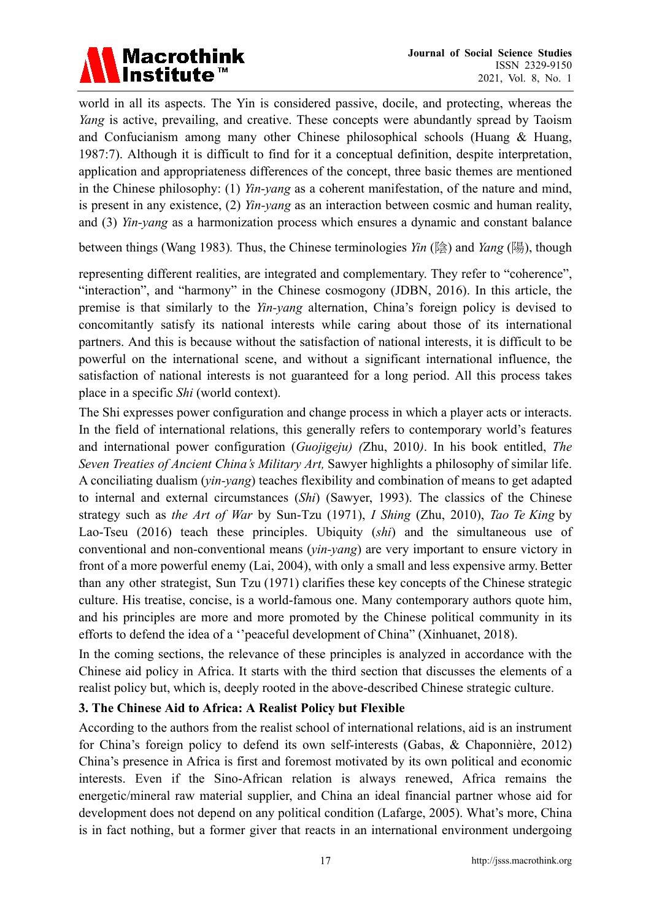world in all its aspects. The Yin is considered passive, docile, and protecting, whereas the *Yang* is active, prevailing, and creative. These concepts were abundantly spread by Taoism and Confucianism among many other Chinese philosophical schools (Huang & Huang, 1987:7). Although it is difficult to find for it a conceptual definition, despite interpretation, application and appropriateness differences of the concept, three basic themes are mentioned in the Chinese philosophy: (1) *Yin-yang* as a coherent manifestation, of the nature and mind, is present in any existence, (2) *Yin-yang* as an interaction between cosmic and human reality, and (3) *Yin-yang* as a harmonization process which ensures a dynamic and constant balance between things (Wang 1983). Thus, the Chinese terminologies *Yin* (陰) and *Yang* (陽), though representing different realities, are integrated and complementary. They refer to "coherence", "interaction", and "harmony" in the Chinese cosmogony (JDBN, 2016). In this article, the premise is that similarly to the *Yin-yang* alternation, China's foreign policy is devised to concomitantly satisfy its national interests while caring about those of its international partners. And this is because without the satisfaction of national interests, it is difficult to be powerful on the international scene, and without a significant international influence, the satisfaction of national interests is not guaranteed for a long period. All this process takes place in a specific *Shi* (world context).

The Shi expresses power configuration and change process in which a player acts or interacts. In the field of international relations, this generally refers to contemporary world's features and international power configuration (*Guojigeju) (*Zhu, 2010*)*. In his book entitled, *The Seven Treaties of Ancient China's Military Art,* Sawyer highlights a philosophy of similar life. A conciliating dualism (*yin-yang*) teaches flexibility and combination of means to get adapted to internal and external circumstances (*Shi*) (Sawyer, 1993). The classics of the Chinese strategy such as *the Art of War* by Sun-Tzu (1971), *I Shing* (Zhu, 2010), *Tao Te King* by Lao-Tseu (2016) teach these principles. Ubiquity (*shi*) and the simultaneous use of conventional and non-conventional means (*yin-yang*) are very important to ensure victory in front of a more powerful enemy (Lai, 2004), with only a small and less expensive army. Better than any other strategist, Sun Tzu (1971) clarifies these key concepts of the Chinese strategic culture. His treatise, concise, is a world-famous one. Many contemporary authors quote him, and his principles are more and more promoted by the Chinese political community in its efforts to defend the idea of a ''peaceful development of China" (Xinhuanet, 2018).

In the coming sections, the relevance of these principles is analyzed in accordance with the Chinese aid policy in Africa. It starts with the third section that discusses the elements of a realist policy but, which is, deeply rooted in the above-described Chinese strategic culture.

## 3. The Chinese Aid to Africa: A Realist Policy but Flexible

According to the authors from the realist school of international relations, aid is an instrument for China's foreign policy to defend its own self-interests (Gabas, & Chaponnière, 2012) China's presence in Africa is first and foremost motivated by its own political and economic interests. Even if the Sino-African relation is always renewed, Africa remains the energetic/mineral raw material supplier, and China an ideal financial partner whose aid for development does not depend on any political condition (Lafarge, 2005). What's more, China is in fact nothing, but a former giver that reacts in an international environment undergoing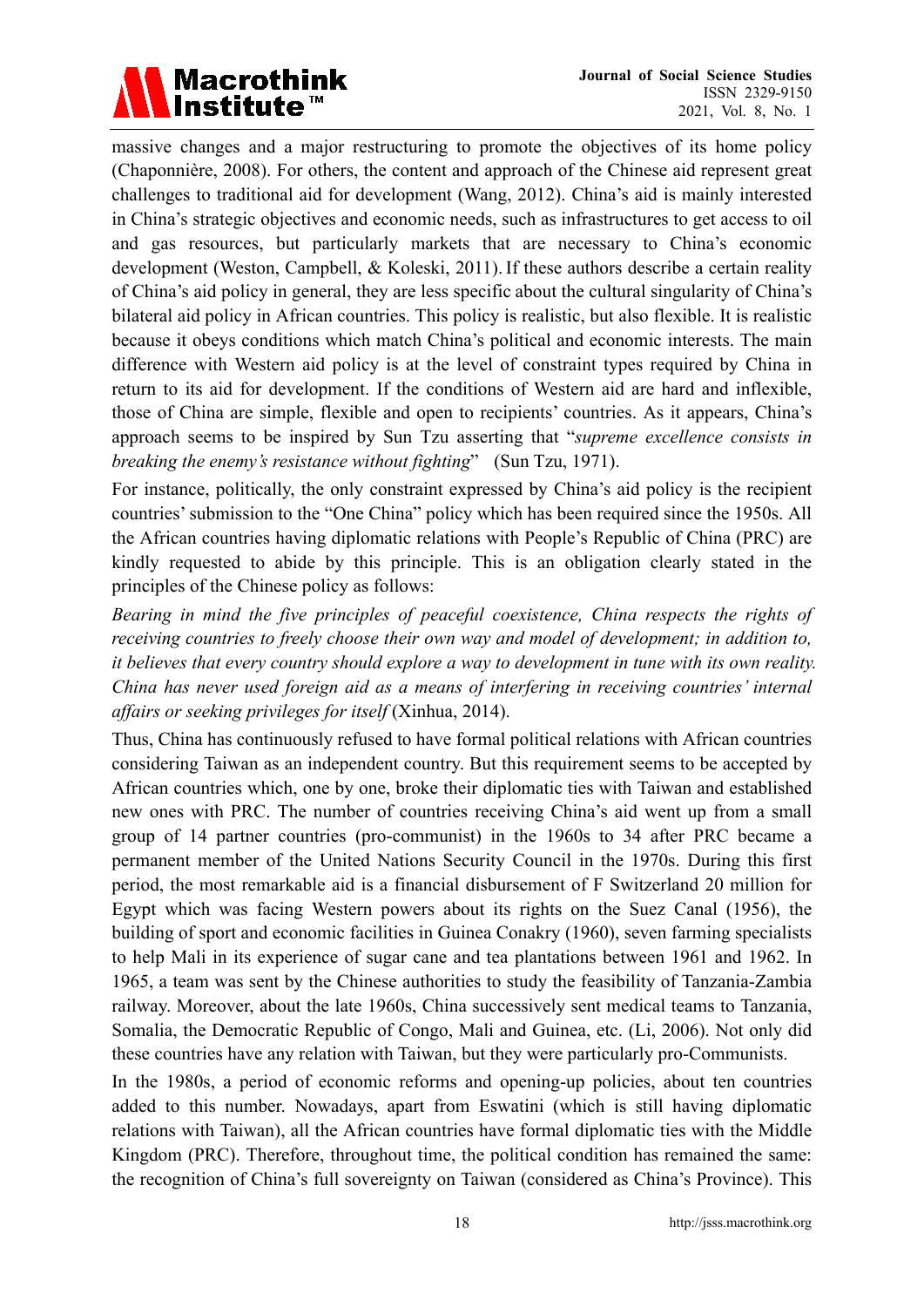massive changes and a major restructuring to promote the objectives of its home policy (Chaponnière, 2008). For others, the content and approach of the Chinese aid represent great challenges to traditional aid for development (Wang, 2012). China's aid is mainly interested in China's strategic objectives and economic needs, such as infrastructures to get access to oil and gas resources, but particularly markets that are necessary to China's economic development (Weston, Campbell, & Koleski, 2011). If these authors describe a certain reality of China's aid policy in general, they are less specific about the cultural singularity of China's bilateral aid policy in African countries. This policy is realistic, but also flexible. It is realistic because it obeys conditions which match China's political and economic interests. The main difference with Western aid policy is at the level of constraint types required by China in return to its aid for development. If the conditions of Western aid are hard and inflexible, those of China are simple, flexible and open to recipients' countries. As it appears, China's approach seems to be inspired by Sun Tzu asserting that "*supreme excellence consists in breaking the enemy's resistance without fighting*" (Sun Tzu, 1971).

For instance, politically, the only constraint expressed by China's aid policy is the recipient countries' submission to the "One China" policy which has been required since the 1950s. All the African countries having diplomatic relations with People's Republic of China (PRC) are kindly requested to abide by this principle. This is an obligation clearly stated in the principles of the Chinese policy as follows:

*Bearing in mind the five principles of peaceful coexistence, China respects the rights of receiving countries to freely choose their own way and model of development; in addition to, it believes that every country should explore a way to development in tune with its own reality. China has never used foreign aid as a means of interfering in receiving countries' internal affairs or seeking privileges for itself* (Xinhua, 2014).

Thus, China has continuously refused to have formal political relations with African countries considering Taiwan as an independent country. But this requirement seems to be accepted by African countries which, one by one, broke their diplomatic ties with Taiwan and established new ones with PRC. The number of countries receiving China's aid went up from a small group of 14 partner countries (pro-communist) in the 1960s to 34 after PRC became a permanent member of the United Nations Security Council in the 1970s. During this first period, the most remarkable aid is a financial disbursement of F Switzerland 20 million for Egypt which was facing Western powers about its rights on the Suez Canal (1956), the building of sport and economic facilities in Guinea Conakry (1960), seven farming specialists to help Mali in its experience of sugar cane and tea plantations between 1961 and 1962. In 1965, a team was sent by the Chinese authorities to study the feasibility of Tanzania-Zambia railway. Moreover, about the late 1960s, China successively sent medical teams to Tanzania, Somalia, the Democratic Republic of Congo, Mali and Guinea, etc. (Li, 2006). Not only did these countries have any relation with Taiwan, but they were particularly pro-Communists.

In the 1980s, a period of economic reforms and opening-up policies, about ten countries added to this number. Nowadays, apart from Eswatini (which is still having diplomatic relations with Taiwan), all the African countries have formal diplomatic ties with the Middle Kingdom (PRC). Therefore, throughout time, the political condition has remained the same: the recognition of China's full sovereignty on Taiwan (considered as China's Province). This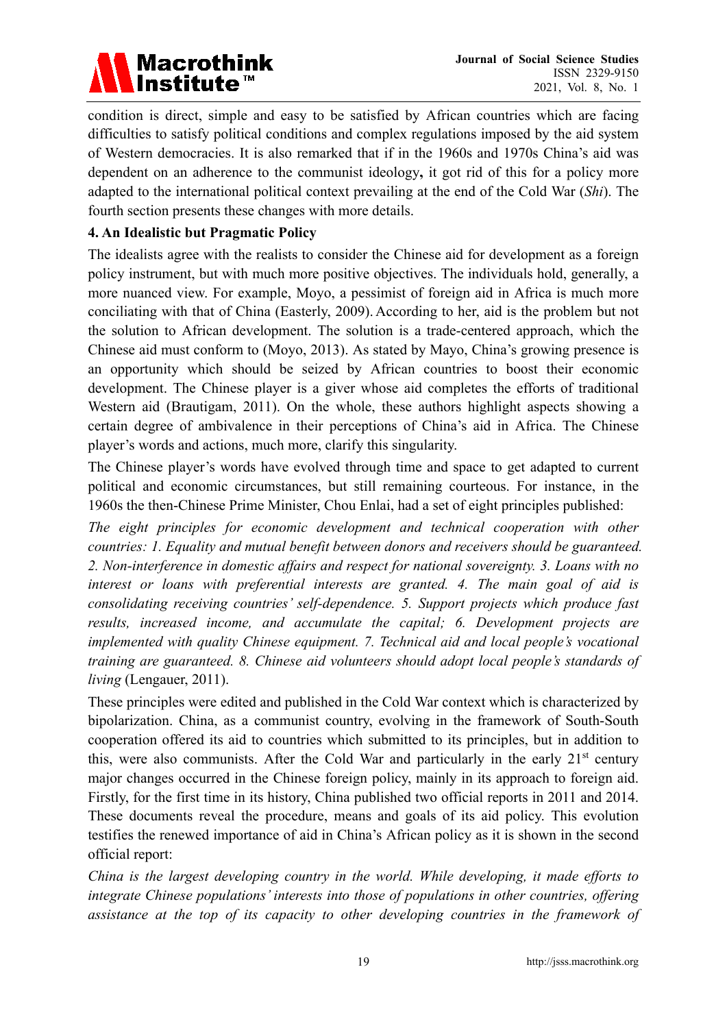condition is direct, simple and easy to be satisfied by African countries which are facing difficulties to satisfy political conditions and complex regulations imposed by the aid system of Western democracies. It is also remarked that if in the 1960s and 1970s China's aid was dependent on an adherence to the communist ideology**,** it got rid of this for a policy more adapted to the international political context prevailing at the end of the Cold War (*Shi*). The fourth section presents these changes with more details.

## 4. An Idealistic but Pragmatic Policy

The idealists agree with the realists to consider the Chinese aid for development as a foreign policy instrument, but with much more positive objectives. The individuals hold, generally, a more nuanced view. For example, Moyo, a pessimist of foreign aid in Africa is much more conciliating with that of China (Easterly, 2009). According to her, aid is the problem but not the solution to African development. The solution is a trade-centered approach, which the Chinese aid must conform to (Moyo, 2013). As stated by Mayo, China's growing presence is an opportunity which should be seized by African countries to boost their economic development. The Chinese player is a giver whose aid completes the efforts of traditional Western aid (Brautigam, 2011). On the whole, these authors highlight aspects showing a certain degree of ambivalence in their perceptions of China's aid in Africa. The Chinese player's words and actions, much more, clarify this singularity.

The Chinese player's words have evolved through time and space to get adapted to current political and economic circumstances, but still remaining courteous. For instance, in the 1960s the then-Chinese Prime Minister, Chou Enlai, had a set of eight principles published:

*The eight principles for economic development and technical cooperation with other countries: 1. Equality and mutual benefit between donors and receivers should be guaranteed. 2. Non-interference in domestic affairs and respect for national sovereignty. 3. Loans with no interest or loans with preferential interests are granted. 4. The main goal of aid is consolidating receiving countries' self-dependence. 5. Support projects which produce fast results, increased income, and accumulate the capital; 6. Development projects are implemented with quality Chinese equipment. 7. Technical aid and local people's vocational training are guaranteed. 8. Chinese aid volunteers should adopt local people's standards of living* (Lengauer, 2011).

These principles were edited and published in the Cold War context which is characterized by bipolarization. China, as a communist country, evolving in the framework of South-South cooperation offered its aid to countries which submitted to its principles, but in addition to this, were also communists. After the Cold War and particularly in the early 21st century major changes occurred in the Chinese foreign policy, mainly in its approach to foreign aid. Firstly, for the first time in its history, China published two official reports in 2011 and 2014. These documents reveal the procedure, means and goals of its aid policy. This evolution testifies the renewed importance of aid in China's African policy as it is shown in the second official report:

*China is the largest developing country in the world. While developing, it made efforts to integrate Chinese populations' interests into those of populations in other countries, offering assistance at the top of its capacity to other developing countries in the framework of*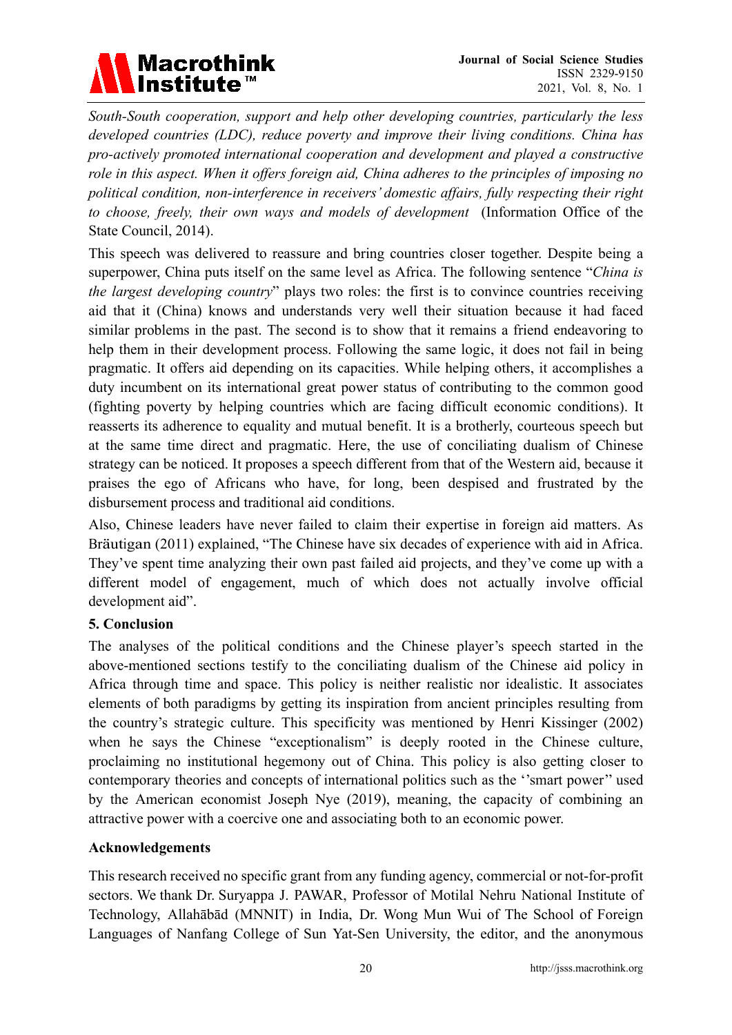*South-South cooperation, support and help other developing countries, particularly the less developed countries (LDC), reduce poverty and improve their living conditions. China has pro-actively promoted international cooperation and development and played a constructive role in this aspect. When it offers foreign aid, China adheres to the principles of imposing no political condition, non-interference in receivers' domestic affairs, fully respecting their right to choose, freely, their own ways and models of development* (Information Office of the State Council, 2014).

This speech was delivered to reassure and bring countries closer together. Despite being a superpower, China puts itself on the same level as Africa. The following sentence "*China is the largest developing country*" plays two roles: the first is to convince countries receiving aid that it (China) knows and understands very well their situation because it had faced similar problems in the past. The second is to show that it remains a friend endeavoring to help them in their development process. Following the same logic, it does not fail in being pragmatic. It offers aid depending on its capacities. While helping others, it accomplishes a duty incumbent on its international great power status of contributing to the common good (fighting poverty by helping countries which are facing difficult economic conditions). It reasserts its adherence to equality and mutual benefit. It is a brotherly, courteous speech but at the same time direct and pragmatic. Here, the use of conciliating dualism of Chinese strategy can be noticed. It proposes a speech different from that of the Western aid, because it praises the ego of Africans who have, for long, been despised and frustrated by the disbursement process and traditional aid conditions.

Also, Chinese leaders have never failed to claim their expertise in foreign aid matters. As Bräutigan (2011) explained, "The Chinese have six decades of experience with aid in Africa. They've spent time analyzing their own past failed aid projects, and they've come up with a different model of engagement, much of which does not actually involve official development aid".

## 5. Conclusion

The analyses of the political conditions and the Chinese player's speech started in the above-mentioned sections testify to the conciliating dualism of the Chinese aid policy in Africa through time and space. This policy is neither realistic nor idealistic. It associates elements of both paradigms by getting its inspiration from ancient principles resulting from the country's strategic culture. This specificity was mentioned by Henri Kissinger (2002) when he says the Chinese "exceptionalism" is deeply rooted in the Chinese culture, proclaiming no institutional hegemony out of China. This policy is also getting closer to contemporary theories and concepts of international politics such as the ''smart power'' used by the American economist Joseph Nye (2019), meaning, the capacity of combining an attractive power with a coercive one and associating both to an economic power.

## Acknowledgements

This research received no specific grant from any funding agency, commercial or not-for-profit sectors. We thank Dr. Suryappa J. PAWAR, Professor of Motilal Nehru National Institute of Technology, Allahābād (MNNIT) in India, Dr. Wong Mun Wui of The School of Foreign Languages of Nanfang College of Sun Yat-Sen University, the editor, and the anonymous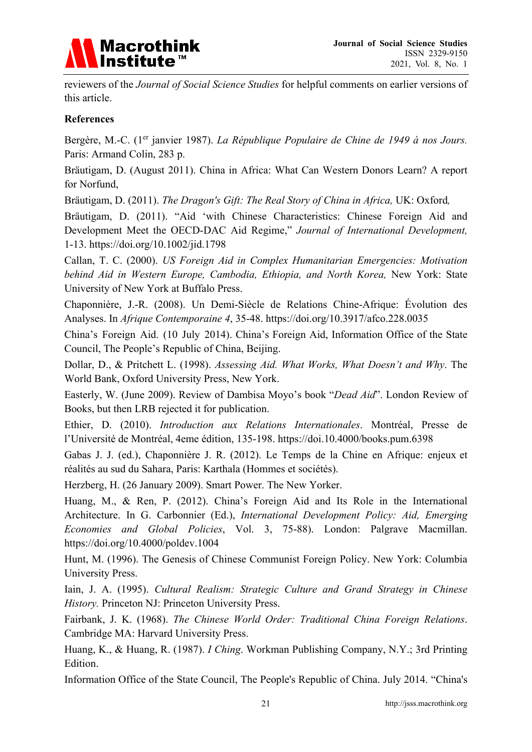reviewers of the *Journal of Social Science Studies* for helpful comments on earlier versions of this article.

**References**

Bergère, M.-C. (1[er] janvier 1987). *La République Populaire de Chine de 1949 à nos Jours.* Paris: Armand Colin, 283 p.

Bräutigam, D. (August 2011). China in Africa: What Can Western Donors Learn? A report for Norfund,

Bräutigam, D. (2011). *The Dragon's Gift: The Real Story of China in Africa,* UK: Oxford*,*

Bräutigam, D. (2011). "Aid 'with Chinese Characteristics: Chinese Foreign Aid and Development Meet the OECD-DAC Aid Regime," *Journal of International Development,* 1-13. https://doi.org/10.1002/jid.1798

Callan, T. C. (2000). *US Foreign Aid in Complex Humanitarian Emergencies: Motivation behind Aid in Western Europe, Cambodia, Ethiopia, and North Korea,* New York: State University of New York at Buffalo Press.

Chaponnière, J.-R. (2008). Un Demi-Siècle de Relations Chine-Afrique: Évolution des Analyses. In *Afrique Contemporaine 4*, 35-48. https://doi.org/10.3917/afco.228.0035

China's Foreign Aid. (10 July 2014). China's Foreign Aid, Information Office of the State Council, The People's Republic of China, Beijing.

Dollar, D., & Pritchett L. (1998). *Assessing Aid. What Works, What Doesn't and Why*. The World Bank, Oxford University Press, New York.

Easterly, W. (June 2009). Review of Dambisa Moyo's book "*Dead Aid*". London Review of Books, but then LRB rejected it for publication.

Ethier, D. (2010). *Introduction aux Relations Internationales*. Montréal, Presse de l'Université de Montréal, 4eme édition, 135-198. https://doi.10.4000/books.pum.6398

Gabas J. J. (ed.), Chaponnière J. R. (2012). Le Temps de la Chine en Afrique: enjeux et réalités au sud du Sahara, Paris: Karthala (Hommes et sociétés).

Herzberg, H. (26 January 2009). Smart Power. The New Yorker.

Huang, M., & Ren, P. (2012). China's Foreign Aid and Its Role in the International Architecture. In G. Carbonnier (Ed.), *International Development Policy: Aid, Emerging Economies and Global Policies*, Vol. 3, 75-88). London: Palgrave Macmillan. https://doi.org/10.4000/poldev.1004

Hunt, M. (1996). The Genesis of Chinese Communist Foreign Policy. New York: Columbia University Press.

Iain, J. A. (1995). *Cultural Realism: Strategic Culture and Grand Strategy in Chinese History.* Princeton NJ: Princeton University Press.

Fairbank, J. K. (1968). *The Chinese World Order: Traditional China Foreign Relations*. Cambridge MA: Harvard University Press.

Huang, K., & Huang, R. (1987). *I Ching*. Workman Publishing Company, N.Y.; 3rd Printing Edition.

Information Office of the State Council, The People's Republic of China. July 2014. "China's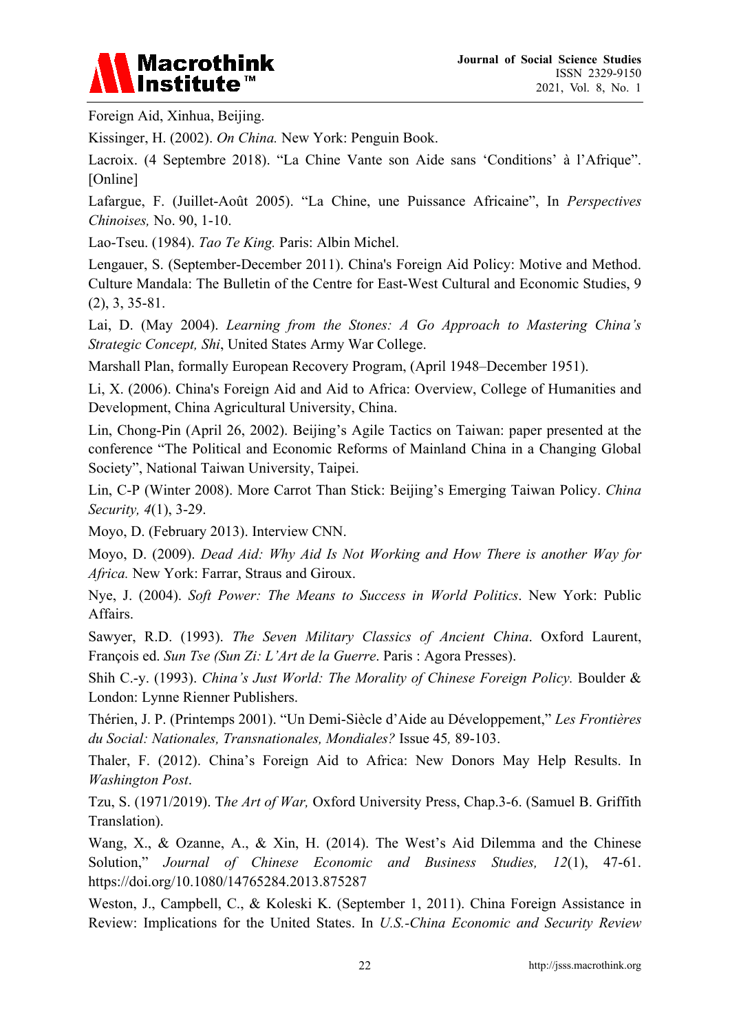Foreign Aid, Xinhua, Beijing.

Kissinger, H. (2002). *On China.* New York: Penguin Book.

Lacroix. (4 Septembre 2018). "La Chine Vante son Aide sans 'Conditions' à l'Afrique". [Online]

Lafargue, F. (Juillet-Août 2005). "La Chine, une Puissance Africaine", In *Perspectives Chinoises,* No. 90, 1-10.

Lao-Tseu. (1984). *Tao Te King.* Paris: Albin Michel.

Lengauer, S. (September-December 2011). China's Foreign Aid Policy: Motive and Method. Culture Mandala: The Bulletin of the Centre for East-West Cultural and Economic Studies, 9 (2), 3, 35-81.

Lai, D. (May 2004). *Learning from the Stones: A Go Approach to Mastering China's Strategic Concept, Shi*, United States Army War College.

Marshall Plan, formally European Recovery Program, (April 1948–December 1951).

Li, X. (2006). China's Foreign Aid and Aid to Africa: Overview, College of Humanities and Development, China Agricultural University, China.

Lin, Chong-Pin (April 26, 2002). Beijing's Agile Tactics on Taiwan: paper presented at the conference "The Political and Economic Reforms of Mainland China in a Changing Global Society", National Taiwan University, Taipei.

Lin, C-P (Winter 2008). More Carrot Than Stick: Beijing's Emerging Taiwan Policy. *China Security, 4*(1), 3-29.

Moyo, D. (February 2013). Interview CNN.

Moyo, D. (2009). *Dead Aid: Why Aid Is Not Working and How There is another Way for Africa.* New York: Farrar, Straus and Giroux.

Nye, J. (2004). *Soft Power: The Means to Success in World Politics*. New York: Public Affairs.

Sawyer, R.D. (1993). *The Seven Military Classics of Ancient China*. Oxford Laurent, François ed. *Sun Tse (Sun Zi: L'Art de la Guerre*. Paris : Agora Presses).

Shih C.-y. (1993). *China's Just World: The Morality of Chinese Foreign Policy.* Boulder & London: Lynne Rienner Publishers.

Thérien, J. P. (Printemps 2001). "Un Demi-Siècle d'Aide au Développement," *Les Frontières du Social: Nationales, Transnationales, Mondiales?* Issue 45*,* 89-103.

Thaler, F. (2012). China's Foreign Aid to Africa: New Donors May Help Results. In *Washington Post*.

Tzu, S. (1971/2019). T*he Art of War,* Oxford University Press, Chap.3-6. (Samuel B. Griffith Translation).

Wang, X., & Ozanne, A., & Xin, H. (2014). The West's Aid Dilemma and the Chinese Solution," *Journal of Chinese Economic and Business Studies, 12*(1), 47-61. https://doi.org/10.1080/14765284.2013.875287

Weston, J., Campbell, C., & Koleski K. (September 1, 2011). China Foreign Assistance in Review: Implications for the United States. In *U.S.-China Economic and Security Review*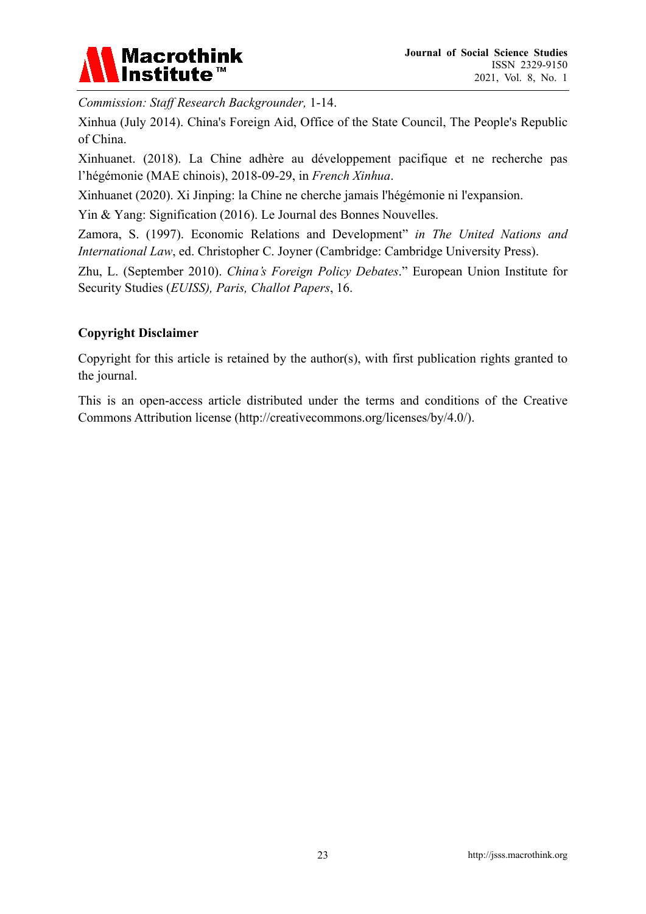*Commission: Staff Research Backgrounder,* 1-14.

Xinhua (July 2014). China's Foreign Aid, Office of the State Council, The People's Republic of China.

Xinhuanet. (2018). La Chine adhère au développement pacifique et ne recherche pas l'hégémonie (MAE chinois), 2018-09-29, in *French Xinhua*.

Xinhuanet (2020). Xi Jinping: la Chine ne cherche jamais l'hégémonie ni l'expansion.

Yin & Yang: Signification (2016). Le Journal des Bonnes Nouvelles.

Zamora, S. (1997). Economic Relations and Development" *in The United Nations and International Law*, ed. Christopher C. Joyner (Cambridge: Cambridge University Press).

Zhu, L. (September 2010). *China's Foreign Policy Debates*." European Union Institute for Security Studies (*EUISS), Paris, Challot Papers*, 16.

## Copyright Disclaimer

Copyright for this article is retained by the author(s), with first publication rights granted to the journal.

This is an open-access article distributed under the terms and conditions of the Creative Commons Attribution license (http://creativecommons.org/licenses/by/4.0/).